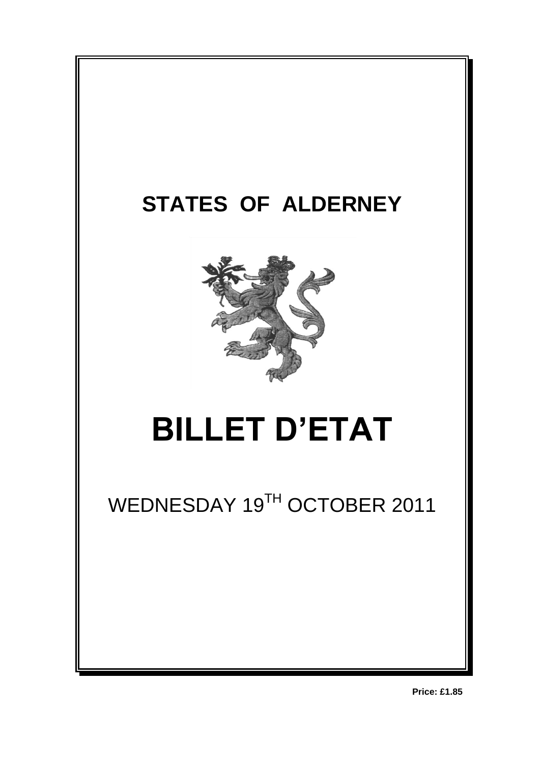# STATES OF ALDERNEY

# BILLET D'ETAT

WEDNESDAY 19$^{TH}$ OCTOBER 2011

**Price: £1.85**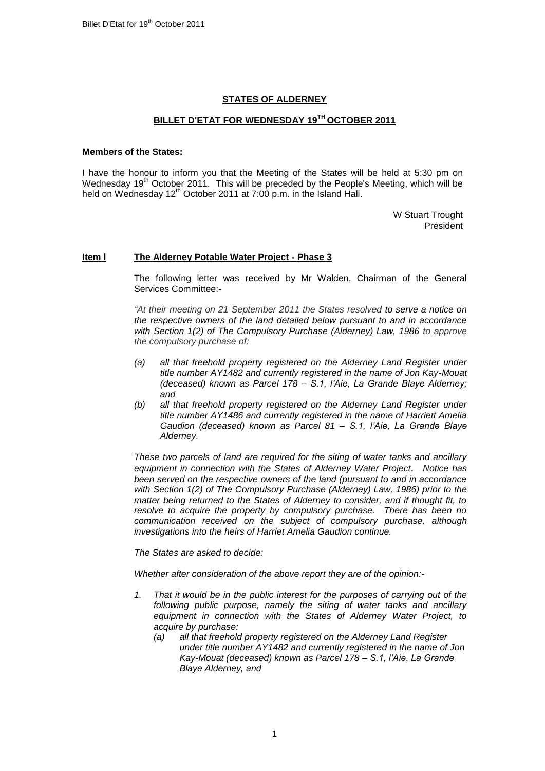## STATES OF ALDERNEY

## BILLET D'ETAT FOR WEDNESDAY 19TH OCTOBER 2011

**Members of the States:**

I have the honour to inform you that the Meeting of the States will be held at 5:30 pm on Wednesday 19th October 2011. This will be preceded by the People's Meeting, which will be held on Wednesday 12th October 2011 at 7:00 p.m. in the Island Hall.

W Stuart Trought
President

### Item l The Alderney Potable Water Project - Phase 3

The following letter was received by Mr Walden, Chairman of the General Services Committee:-

*"At their meeting on 21 September 2011 the States resolved **to serve a notice on the respective owners of the land detailed below pursuant to and in accordance with Section 1(2) of The Compulsory Purchase (Alderney) Law, 1986** to approve the compulsory purchase of:*

- *(a) all that freehold property registered on the Alderney Land Register under title number AY1482 and currently registered in the name of Jon Kay-Mouat (deceased) known as Parcel 178 – S.1, l'Aie, La Grande Blaye Alderney; and*
- *(b) all that freehold property registered on the Alderney Land Register under title number AY1486 and currently registered in the name of Harriett Amelia Gaudion (deceased) known as Parcel 81 – S.1, l'Aie, La Grande Blaye Alderney.*

*These two parcels of land are required for the siting of water tanks and ancillary equipment in connection with the States of Alderney Water Project. Notice has been served on the respective owners of the land (pursuant to and in accordance with Section 1(2) of The Compulsory Purchase (Alderney) Law, 1986) prior to the matter being returned to the States of Alderney to consider, and if thought fit, to resolve to acquire the property by compulsory purchase. There has been no communication received on the subject of compulsory purchase, although investigations into the heirs of Harriet Amelia Gaudion continue.*

*The States are asked to decide:*

*Whether after consideration of the above report they are of the opinion:-*

1. *That it would be in the public interest for the purposes of carrying out of the following public purpose, namely the siting of water tanks and ancillary equipment in connection with the States of Alderney Water Project, to acquire by purchase:*
   - *(a) all that freehold property registered on the Alderney Land Register under title number AY1482 and currently registered in the name of Jon Kay-Mouat (deceased) known as Parcel 178 – S.1, l'Aie, La Grande Blaye Alderney, and*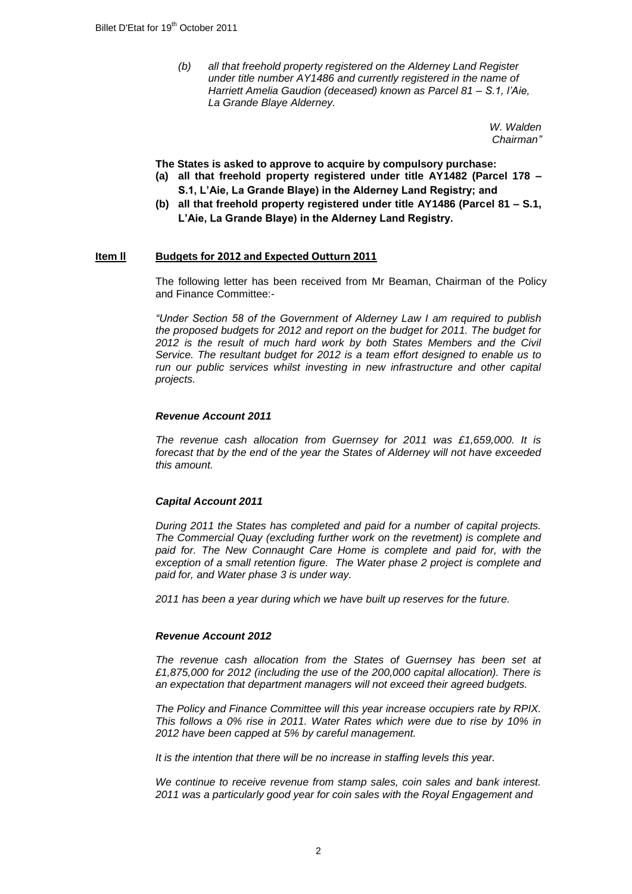*(b) all that freehold property registered on the Alderney Land Register under title number AY1486 and currently registered in the name of Harriett Amelia Gaudion (deceased) known as Parcel 81 – S.1, l'Aie, La Grande Blaye Alderney.*

*W. Walden*
*Chairman"*

**The States is asked to approve to acquire by compulsory purchase:**

**(a) all that freehold property registered under title AY1482 (Parcel 178 – S.1, L'Aie, La Grande Blaye) in the Alderney Land Registry; and**

**(b) all that freehold property registered under title AY1486 (Parcel 81 – S.1, L'Aie, La Grande Blaye) in the Alderney Land Registry.**

## Item ll Budgets for 2012 and Expected Outturn 2011

The following letter has been received from Mr Beaman, Chairman of the Policy and Finance Committee:-

*"Under Section 58 of the Government of Alderney Law I am required to publish the proposed budgets for 2012 and report on the budget for 2011. The budget for 2012 is the result of much hard work by both States Members and the Civil Service. The resultant budget for 2012 is a team effort designed to enable us to run our public services whilst investing in new infrastructure and other capital projects.*

***Revenue Account 2011***

*The revenue cash allocation from Guernsey for 2011 was £1,659,000. It is forecast that by the end of the year the States of Alderney will not have exceeded this amount.*

***Capital Account 2011***

*During 2011 the States has completed and paid for a number of capital projects. The Commercial Quay (excluding further work on the revetment) is complete and paid for. The New Connaught Care Home is complete and paid for, with the exception of a small retention figure. The Water phase 2 project is complete and paid for, and Water phase 3 is under way.*

*2011 has been a year during which we have built up reserves for the future.*

***Revenue Account 2012***

*The revenue cash allocation from the States of Guernsey has been set at £1,875,000 for 2012 (including the use of the 200,000 capital allocation). There is an expectation that department managers will not exceed their agreed budgets.*

*The Policy and Finance Committee will this year increase occupiers rate by RPIX. This follows a 0% rise in 2011. Water Rates which were due to rise by 10% in 2012 have been capped at 5% by careful management.*

*It is the intention that there will be no increase in staffing levels this year.*

*We continue to receive revenue from stamp sales, coin sales and bank interest. 2011 was a particularly good year for coin sales with the Royal Engagement and*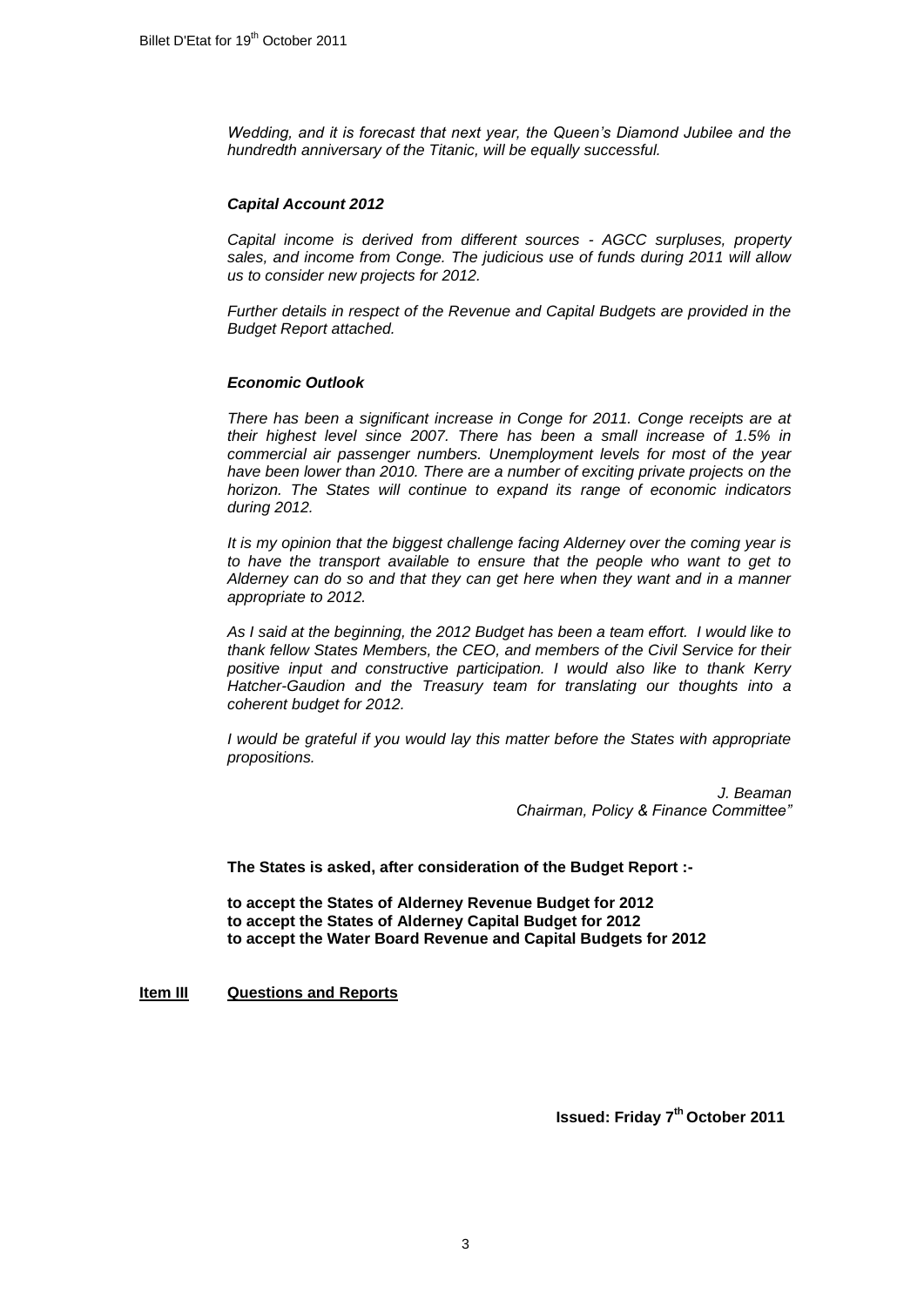*Wedding, and it is forecast that next year, the Queen's Diamond Jubilee and the hundredth anniversary of the Titanic, will be equally successful.*

***Capital Account 2012***

*Capital income is derived from different sources - AGCC surpluses, property sales, and income from Conge. The judicious use of funds during 2011 will allow us to consider new projects for 2012.*

*Further details in respect of the Revenue and Capital Budgets are provided in the Budget Report attached.*

***Economic Outlook***

*There has been a significant increase in Conge for 2011. Conge receipts are at their highest level since 2007. There has been a small increase of 1.5% in commercial air passenger numbers. Unemployment levels for most of the year have been lower than 2010. There are a number of exciting private projects on the horizon. The States will continue to expand its range of economic indicators during 2012.*

*It is my opinion that the biggest challenge facing Alderney over the coming year is to have the transport available to ensure that the people who want to get to Alderney can do so and that they can get here when they want and in a manner appropriate to 2012.*

*As I said at the beginning, the 2012 Budget has been a team effort. I would like to thank fellow States Members, the CEO, and members of the Civil Service for their positive input and constructive participation. I would also like to thank Kerry Hatcher-Gaudion and the Treasury team for translating our thoughts into a coherent budget for 2012.*

*I would be grateful if you would lay this matter before the States with appropriate propositions.*

*J. Beaman*
*Chairman, Policy & Finance Committee"*

**The States is asked, after consideration of the Budget Report :-**

**to accept the States of Alderney Revenue Budget for 2012**
**to accept the States of Alderney Capital Budget for 2012**
**to accept the Water Board Revenue and Capital Budgets for 2012**

**Item III Questions and Reports**

**Issued: Friday 7th October 2011**